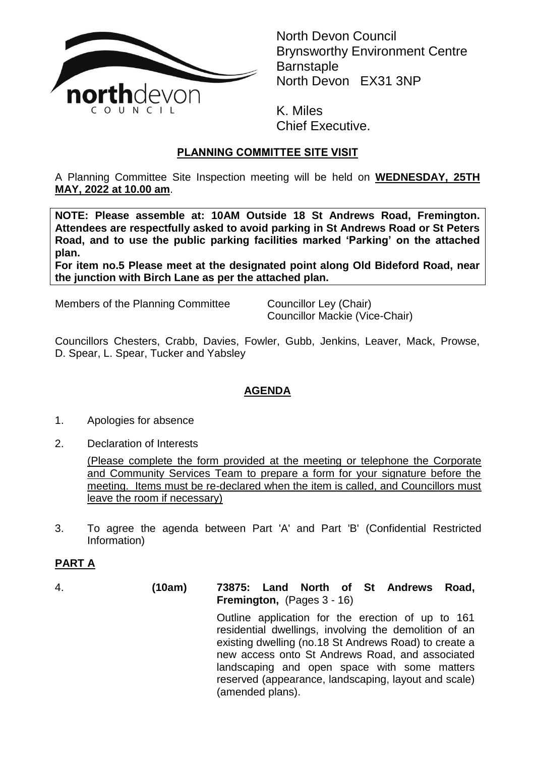North Devon Council
Brynsworthy Environment Centre
Barnstaple
North Devon EX31 3NP

K. Miles
Chief Executive.

## PLANNING COMMITTEE SITE VISIT

A Planning Committee Site Inspection meeting will be held on **WEDNESDAY, 25TH MAY, 2022 at 10.00 am**.

**NOTE: Please assemble at: 10AM Outside 18 St Andrews Road, Fremington. Attendees are respectfully asked to avoid parking in St Andrews Road or St Peters Road, and to use the public parking facilities marked 'Parking' on the attached plan.**
**For item no.5 Please meet at the designated point along Old Bideford Road, near the junction with Birch Lane as per the attached plan.**

Members of the Planning Committee — Councillor Ley (Chair), Councillor Mackie (Vice-Chair)

Councillors Chesters, Crabb, Davies, Fowler, Gubb, Jenkins, Leaver, Mack, Prowse, D. Spear, L. Spear, Tucker and Yabsley

## AGENDA

1. Apologies for absence
2. Declaration of Interests

   (Please complete the form provided at the meeting or telephone the Corporate and Community Services Team to prepare a form for your signature before the meeting. Items must be re-declared when the item is called, and Councillors must leave the room if necessary)

3. To agree the agenda between Part 'A' and Part 'B' (Confidential Restricted Information)

### PART A

4. **(10am)** **73875: Land North of St Andrews Road, Fremington,** (Pages 3 - 16)

   Outline application for the erection of up to 161 residential dwellings, involving the demolition of an existing dwelling (no.18 St Andrews Road) to create a new access onto St Andrews Road, and associated landscaping and open space with some matters reserved (appearance, landscaping, layout and scale) (amended plans).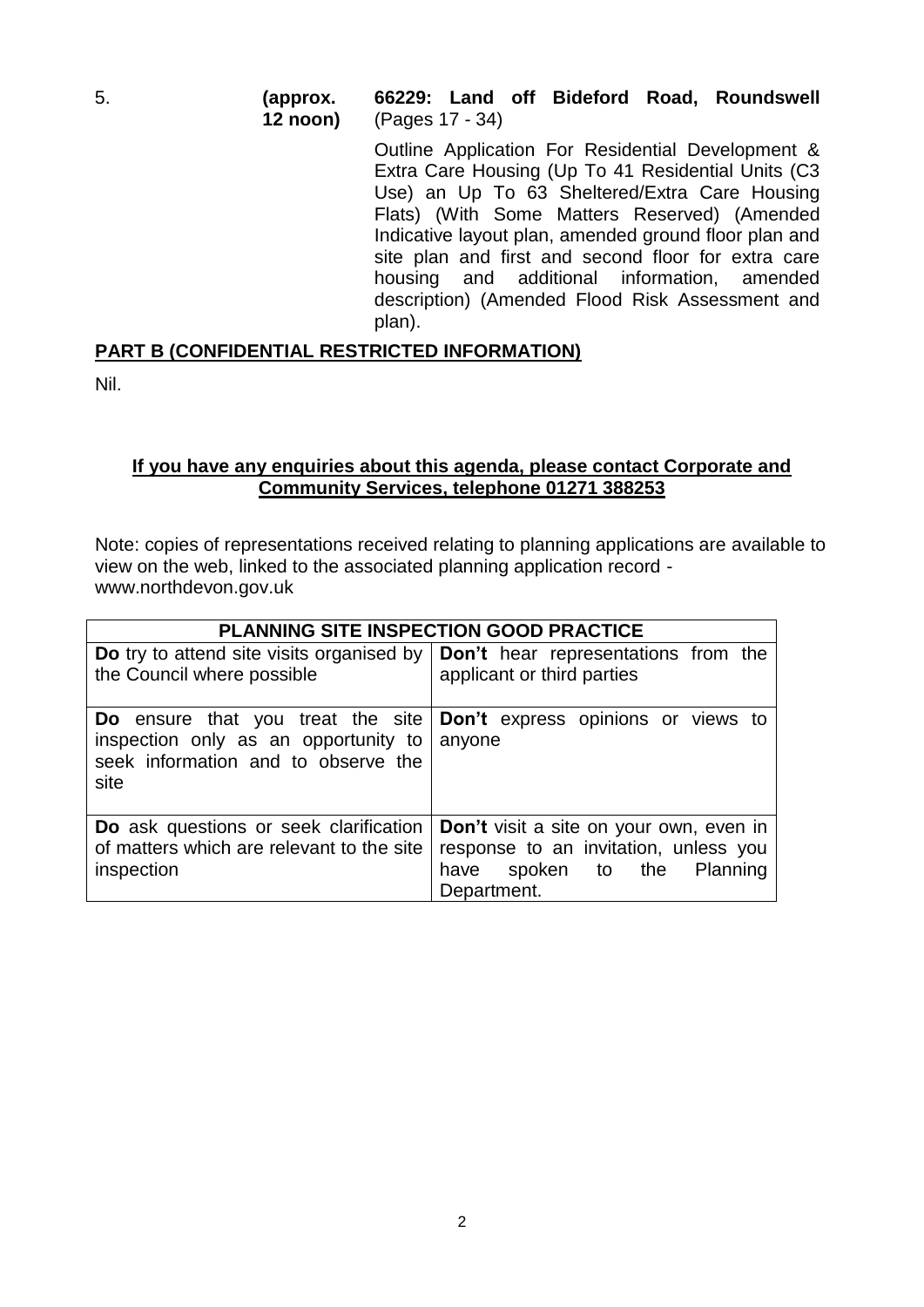5. **(approx. 12 noon)** **66229: Land off Bideford Road, Roundswell** (Pages 17 - 34)

Outline Application For Residential Development & Extra Care Housing (Up To 41 Residential Units (C3 Use) an Up To 63 Sheltered/Extra Care Housing Flats) (With Some Matters Reserved) (Amended Indicative layout plan, amended ground floor plan and site plan and first and second floor for extra care housing and additional information, amended description) (Amended Flood Risk Assessment and plan).

**PART B (CONFIDENTIAL RESTRICTED INFORMATION)**

Nil.

**If you have any enquiries about this agenda, please contact Corporate and Community Services, telephone 01271 388253**

Note: copies of representations received relating to planning applications are available to view on the web, linked to the associated planning application record - www.northdevon.gov.uk

| PLANNING SITE INSPECTION GOOD PRACTICE | |
|---|---|
| **Do** try to attend site visits organised by the Council where possible | **Don't** hear representations from the applicant or third parties |
| **Do** ensure that you treat the site inspection only as an opportunity to seek information and to observe the site | **Don't** express opinions or views to anyone |
| **Do** ask questions or seek clarification of matters which are relevant to the site inspection | **Don't** visit a site on your own, even in response to an invitation, unless you have spoken to the Planning Department. |